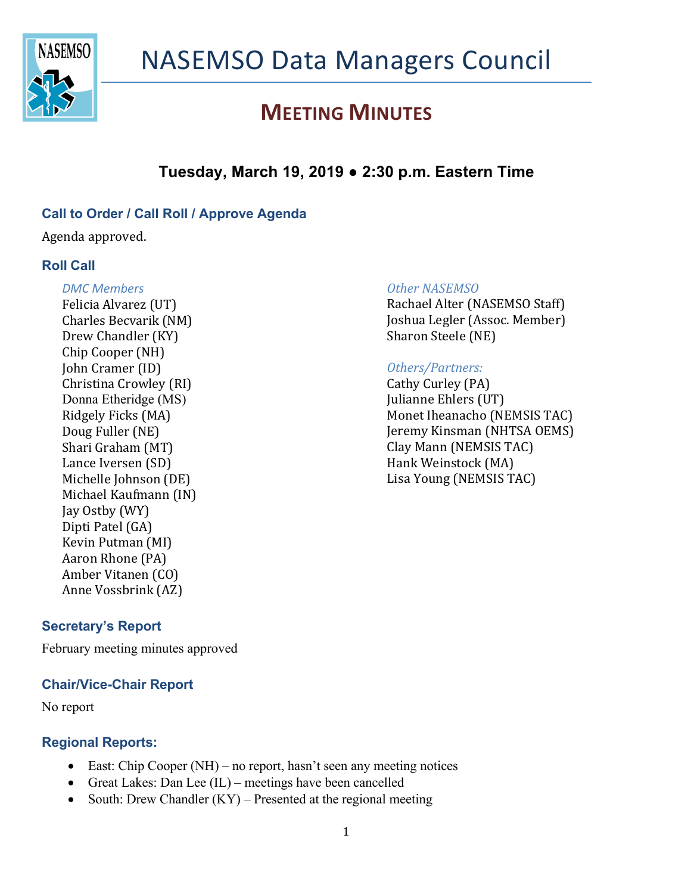# NASEMSO Data Managers Council

## MEETING MINUTES

### Tuesday, March 19, 2019 ● 2:30 p.m. Eastern Time

### Call to Order / Call Roll / Approve Agenda

Agenda approved.

### Roll Call

*DMC Members*
Felicia Alvarez (UT)
Charles Becvarik (NM)
Drew Chandler (KY)
Chip Cooper (NH)
John Cramer (ID)
Christina Crowley (RI)
Donna Etheridge (MS)
Ridgely Ficks (MA)
Doug Fuller (NE)
Shari Graham (MT)
Lance Iversen (SD)
Michelle Johnson (DE)
Michael Kaufmann (IN)
Jay Ostby (WY)
Dipti Patel (GA)
Kevin Putman (MI)
Aaron Rhone (PA)
Amber Vitanen (CO)
Anne Vossbrink (AZ)

*Other NASEMSO*
Rachael Alter (NASEMSO Staff)
Joshua Legler (Assoc. Member)
Sharon Steele (NE)

*Others/Partners:*
Cathy Curley (PA)
Julianne Ehlers (UT)
Monet Iheanacho (NEMSIS TAC)
Jeremy Kinsman (NHTSA OEMS)
Clay Mann (NEMSIS TAC)
Hank Weinstock (MA)
Lisa Young (NEMSIS TAC)

### Secretary's Report

February meeting minutes approved

### Chair/Vice-Chair Report

No report

### Regional Reports:

- East: Chip Cooper (NH) – no report, hasn't seen any meeting notices
- Great Lakes: Dan Lee (IL) – meetings have been cancelled
- South: Drew Chandler (KY) – Presented at the regional meeting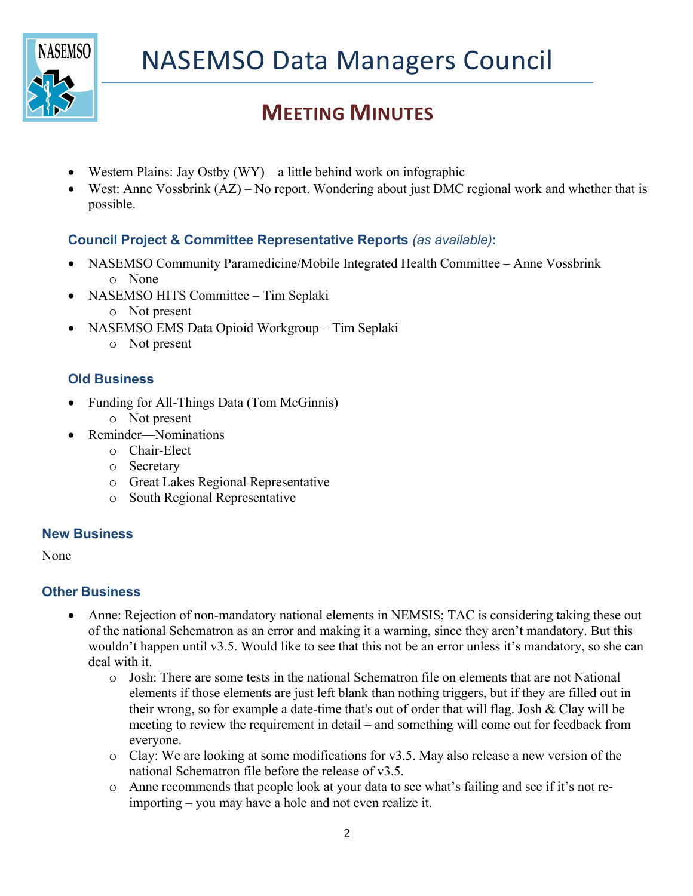- Western Plains: Jay Ostby (WY) – a little behind work on infographic
- West: Anne Vossbrink (AZ) – No report. Wondering about just DMC regional work and whether that is possible.

### Council Project & Committee Representative Reports *(as available)*:

- NASEMSO Community Paramedicine/Mobile Integrated Health Committee – Anne Vossbrink
  - None
- NASEMSO HITS Committee – Tim Seplaki
  - Not present
- NASEMSO EMS Data Opioid Workgroup – Tim Seplaki
  - Not present

### Old Business

- Funding for All-Things Data (Tom McGinnis)
  - Not present
- Reminder—Nominations
  - Chair-Elect
  - Secretary
  - Great Lakes Regional Representative
  - South Regional Representative

### New Business

None

### Other Business

- Anne: Rejection of non-mandatory national elements in NEMSIS; TAC is considering taking these out of the national Schematron as an error and making it a warning, since they aren't mandatory. But this wouldn't happen until v3.5. Would like to see that this not be an error unless it's mandatory, so she can deal with it.
  - Josh: There are some tests in the national Schematron file on elements that are not National elements if those elements are just left blank than nothing triggers, but if they are filled out in their wrong, so for example a date-time that's out of order that will flag. Josh & Clay will be meeting to review the requirement in detail – and something will come out for feedback from everyone.
  - Clay: We are looking at some modifications for v3.5. May also release a new version of the national Schematron file before the release of v3.5.
  - Anne recommends that people look at your data to see what's failing and see if it's not re-importing – you may have a hole and not even realize it.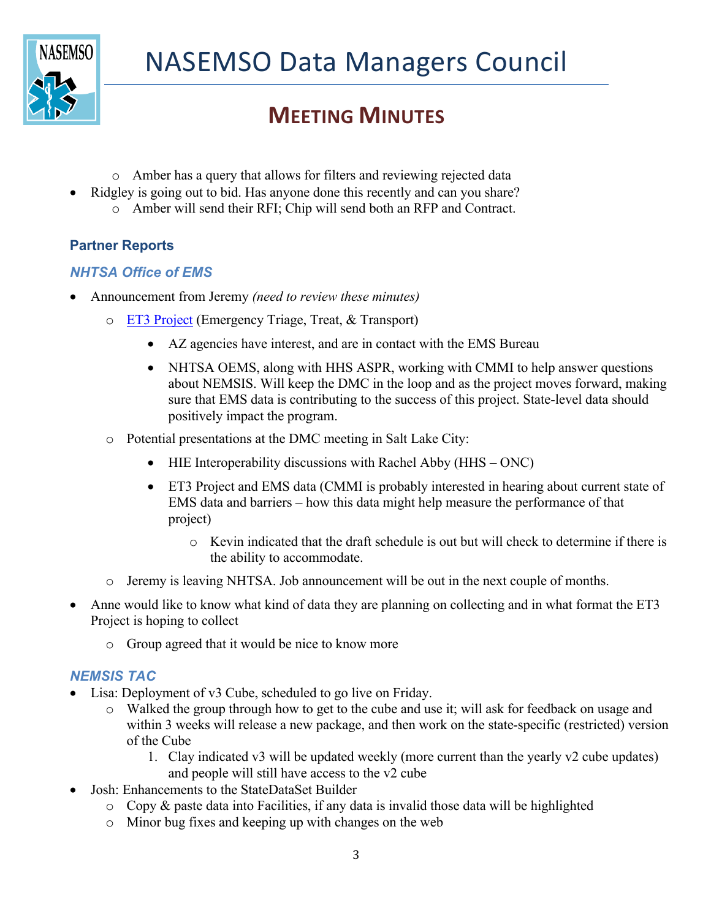- Amber has a query that allows for filters and reviewing rejected data
- Ridgley is going out to bid. Has anyone done this recently and can you share?
  - Amber will send their RFI; Chip will send both an RFP and Contract.

### Partner Reports

#### *NHTSA Office of EMS*

- Announcement from Jeremy *(need to review these minutes)*
  - [ET3 Project](#) (Emergency Triage, Treat, & Transport)
    - AZ agencies have interest, and are in contact with the EMS Bureau
    - NHTSA OEMS, along with HHS ASPR, working with CMMI to help answer questions about NEMSIS. Will keep the DMC in the loop and as the project moves forward, making sure that EMS data is contributing to the success of this project. State-level data should positively impact the program.
  - Potential presentations at the DMC meeting in Salt Lake City:
    - HIE Interoperability discussions with Rachel Abby (HHS – ONC)
    - ET3 Project and EMS data (CMMI is probably interested in hearing about current state of EMS data and barriers – how this data might help measure the performance of that project)
      - Kevin indicated that the draft schedule is out but will check to determine if there is the ability to accommodate.
  - Jeremy is leaving NHTSA. Job announcement will be out in the next couple of months.
- Anne would like to know what kind of data they are planning on collecting and in what format the ET3 Project is hoping to collect
  - Group agreed that it would be nice to know more

#### *NEMSIS TAC*

- Lisa: Deployment of v3 Cube, scheduled to go live on Friday.
  - Walked the group through how to get to the cube and use it; will ask for feedback on usage and within 3 weeks will release a new package, and then work on the state-specific (restricted) version of the Cube
    1. Clay indicated v3 will be updated weekly (more current than the yearly v2 cube updates) and people will still have access to the v2 cube
- Josh: Enhancements to the StateDataSet Builder
  - Copy & paste data into Facilities, if any data is invalid those data will be highlighted
  - Minor bug fixes and keeping up with changes on the web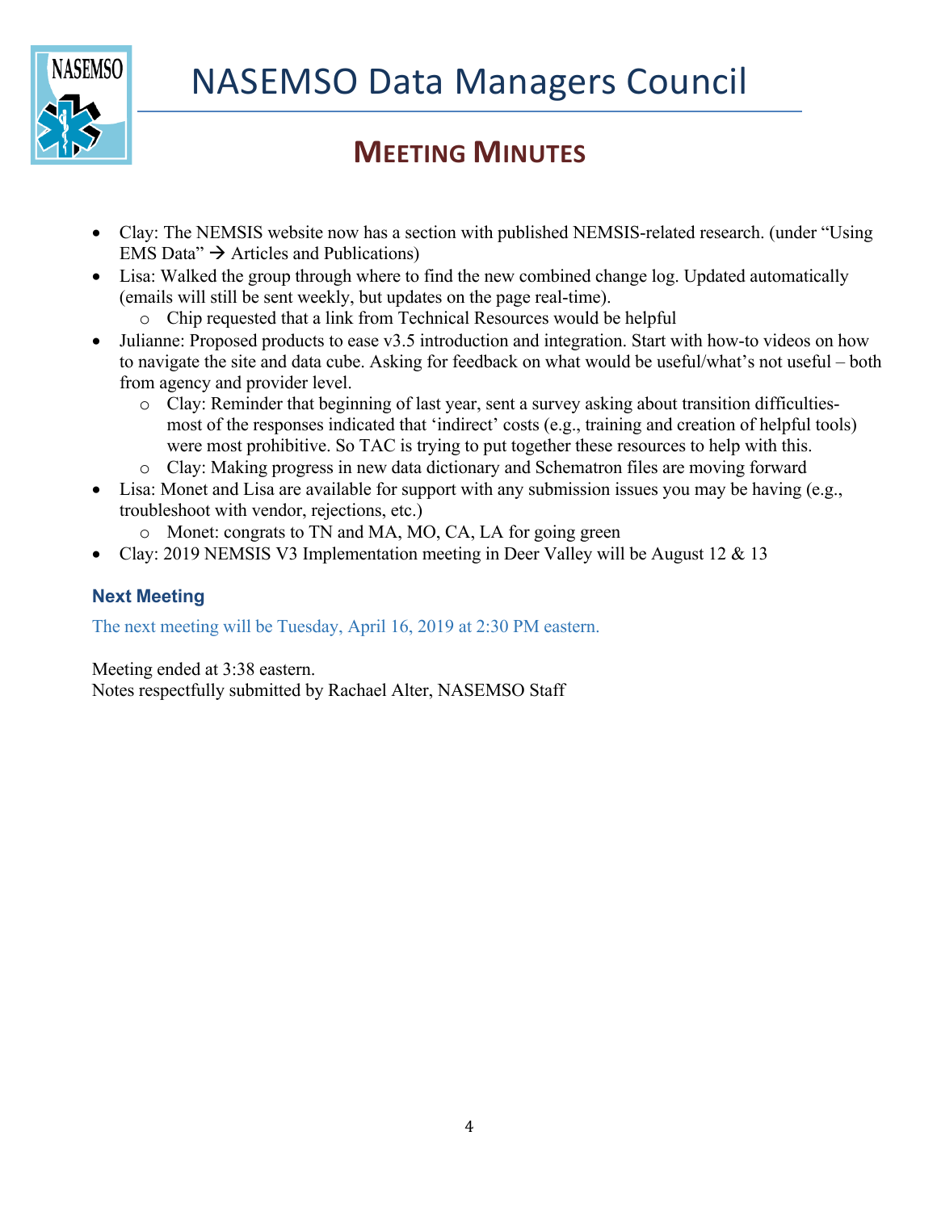# NASEMSO Data Managers Council

## Meeting Minutes

- Clay: The NEMSIS website now has a section with published NEMSIS-related research. (under "Using EMS Data" → Articles and Publications)
- Lisa: Walked the group through where to find the new combined change log. Updated automatically (emails will still be sent weekly, but updates on the page real-time).
  - Chip requested that a link from Technical Resources would be helpful
- Julianne: Proposed products to ease v3.5 introduction and integration. Start with how-to videos on how to navigate the site and data cube. Asking for feedback on what would be useful/what's not useful – both from agency and provider level.
  - Clay: Reminder that beginning of last year, sent a survey asking about transition difficulties- most of the responses indicated that 'indirect' costs (e.g., training and creation of helpful tools) were most prohibitive. So TAC is trying to put together these resources to help with this.
  - Clay: Making progress in new data dictionary and Schematron files are moving forward
- Lisa: Monet and Lisa are available for support with any submission issues you may be having (e.g., troubleshoot with vendor, rejections, etc.)
  - Monet: congrats to TN and MA, MO, CA, LA for going green
- Clay: 2019 NEMSIS V3 Implementation meeting in Deer Valley will be August 12 & 13

### Next Meeting

The next meeting will be Tuesday, April 16, 2019 at 2:30 PM eastern.

Meeting ended at 3:38 eastern.
Notes respectfully submitted by Rachael Alter, NASEMSO Staff